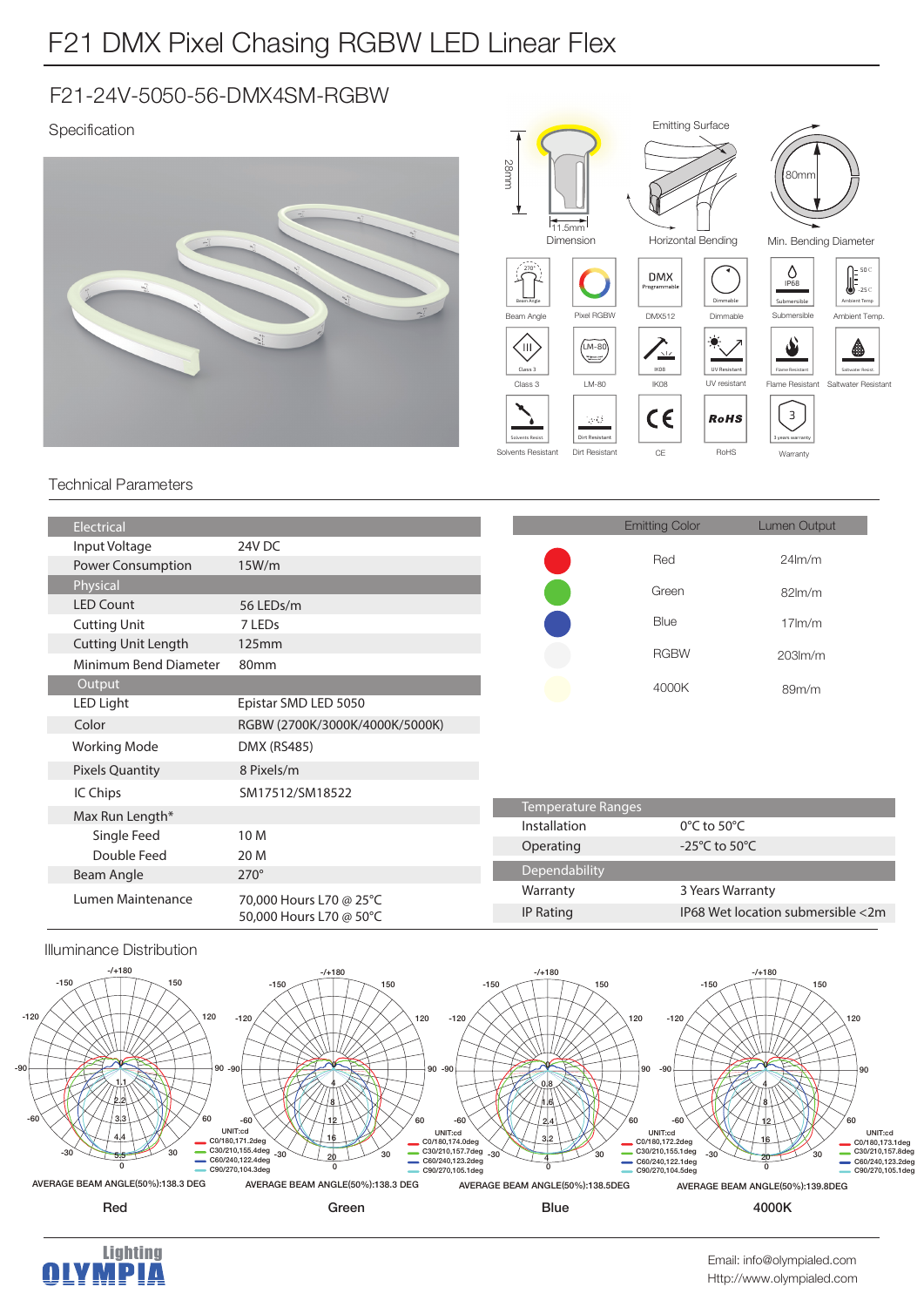# F21 DMX Pixel Chasing RGBW LED Linear Flex

## F21-24V-5050-56-DMX4SM-RGBW

Specification

Dimension: 28mm × 11.5mm

Emitting Surface

Horizontal Bending

Min. Bending Diameter: 80mm

Beam Angle (270°) · Pixel RGBW · DMX512 (DMX Programmable) · Dimmable · Submersible (IP68) · Ambient Temp. (50°C / -25°C) · Class 3 · LM-80 · IK08 · UV resistant · Flame Resistant · Saltwater Resistant · Solvents Resistant · Dirt Resistant · CE · RoHS · Warranty (3 years warranty)

## Technical Parameters

| Electrical | |
|---|---|
| Input Voltage | 24V DC |
| Power Consumption | 15W/m |
| **Physical** | |
| LED Count | 56 LEDs/m |
| Cutting Unit | 7 LEDs |
| Cutting Unit Length | 125mm |
| Minimum Bend Diameter | 80mm |
| **Output** | |
| LED Light | Epistar SMD LED 5050 |
| Color | RGBW (2700K/3000K/4000K/5000K) |
| Working Mode | DMX (RS485) |
| Pixels Quantity | 8 Pixels/m |
| IC Chips | SM17512/SM18522 |
| Max Run Length* | |
| Single Feed | 10 M |
| Double Feed | 20 M |
| Beam Angle | 270° |
| Lumen Maintenance | 70,000 Hours L70 @ 25°C<br>50,000 Hours L70 @ 50°C |

| Emitting Color | Lumen Output |
|---|---|
| Red | 24lm/m |
| Green | 82lm/m |
| Blue | 17lm/m |
| RGBW | 203lm/m |
| 4000K | 89m/m |

| Temperature Ranges | |
|---|---|
| Installation | 0°C to 50°C |
| Operating | -25°C to 50°C |
| **Dependability** | |
| Warranty | 3 Years Warranty |
| IP Rating | IP68 Wet location submersible <2m |

## Illuminance Distribution

**Red**
UNIT:cd
C0/180,171.2deg
C30/210,155.4deg
C60/240,122.4deg
C90/270,104.3deg
AVERAGE BEAM ANGLE(50%):138.3 DEG

**Green**
UNIT:cd
C0/180,174.0deg
C30/210,157.7deg
C60/240,123.2deg
C90/270,105.1deg
AVERAGE BEAM ANGLE(50%):138.3 DEG

**Blue**
UNIT:cd
C0/180,172.2deg
C30/210,155.1deg
C60/240,122.1deg
C90/270,104.5deg
AVERAGE BEAM ANGLE(50%):138.5DEG

**4000K**
UNIT:cd
C0/180,173.1deg
C30/210,157.8deg
C60/240,122.2deg
C90/270,105.1deg
AVERAGE BEAM ANGLE(50%):139.8DEG

Lighting OLYMPIA

Email: info@olympialed.com
Http://www.olympialed.com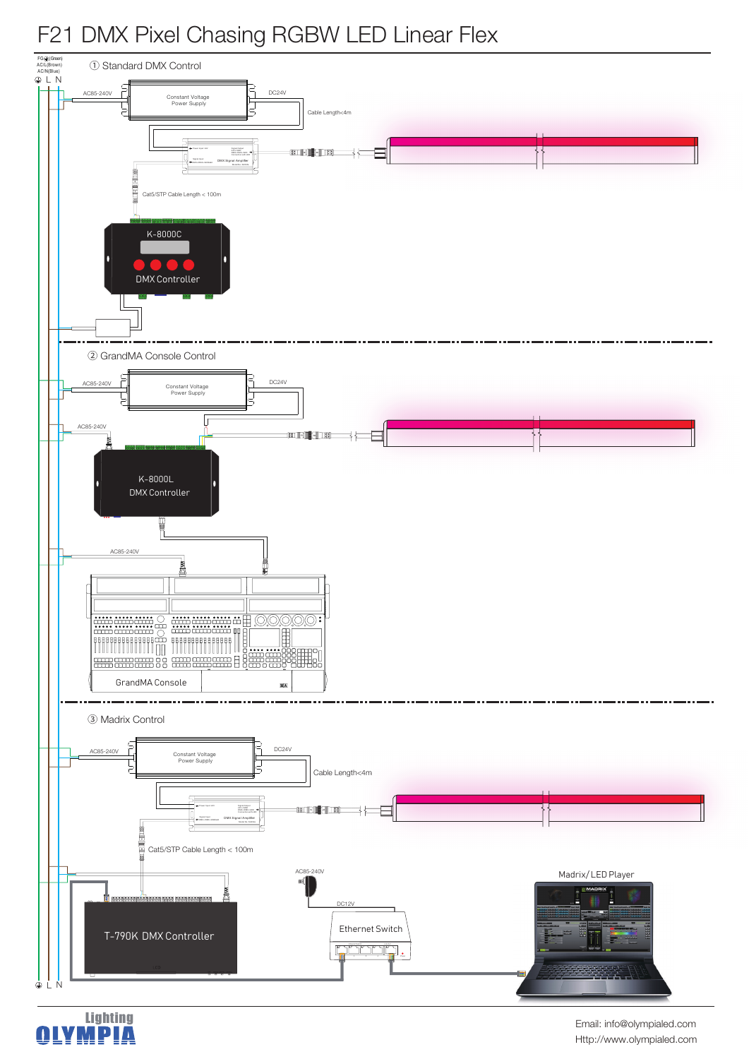# F21 DMX Pixel Chasing RGBW LED Linear Flex

FG⏚(Green)
AC/L(Brown)
AC/N(Blue)

⏚ L N

① Standard DMX Control

AC85-240V

Constant Voltage
Power Supply

DC24V

Cable Length<4m

DMX Signal Amplifier

Cat5/STP Cable Length < 100m

K-8000C

DMX Controller

② GrandMA Console Control

AC85-240V

Constant Voltage
Power Supply

DC24V

AC85-240V

K-8000L
DMX Controller

AC85-240V

GrandMA Console

③ Madrix Control

AC85-240V

Constant Voltage
Power Supply

DC24V

Cable Length<4m

DMX Signal Amplifier

Cat5/STP Cable Length < 100m

AC85-240V

DC12V

Ethernet Switch

Madrix/ LED Player

T-790K DMX Controller

⏚ L N

Lighting
OLYMPIA

Email: info@olympialed.com

Http://www.olympialed.com